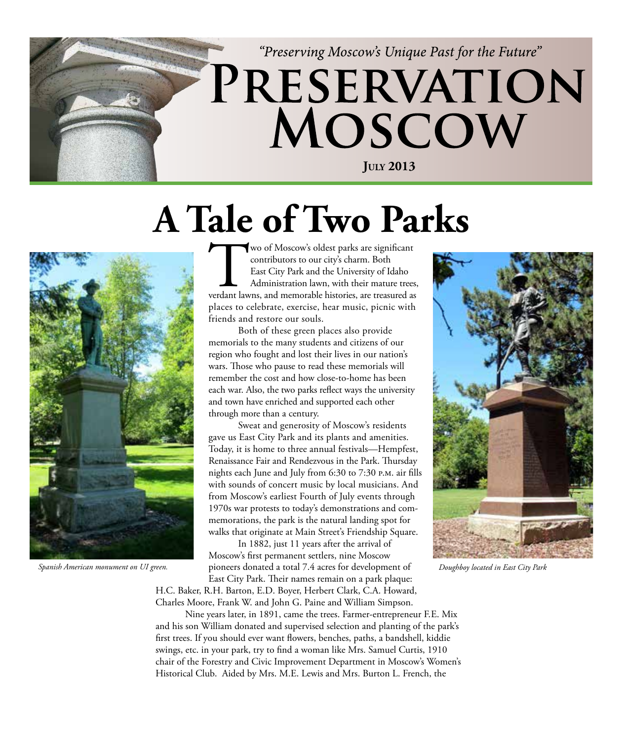*"Preserving Moscow's Unique Past for the Future"*

# Preservation Moscow

**July 2013**

# A Tale of Two Parks

Two of Moscow's oldest parks are significant contributors to our city's charm. Both East City Park and the University of Idaho Administration lawn, with their mature trees, verdant lawns, and memorable histories, are treasured as places to celebrate, exercise, hear music, picnic with friends and restore our souls.

Both of these green places also provide memorials to the many students and citizens of our region who fought and lost their lives in our nation's wars. Those who pause to read these memorials will remember the cost and how close-to-home has been each war. Also, the two parks reflect ways the university and town have enriched and supported each other through more than a century.

Sweat and generosity of Moscow's residents gave us East City Park and its plants and amenities. Today, it is home to three annual festivals—Hempfest, Renaissance Fair and Rendezvous in the Park. Thursday nights each June and July from 6:30 to 7:30 p.m. air fills with sounds of concert music by local musicians. And from Moscow's earliest Fourth of July events through 1970s war protests to today's demonstrations and commemorations, the park is the natural landing spot for walks that originate at Main Street's Friendship Square.

In 1882, just 11 years after the arrival of Moscow's first permanent settlers, nine Moscow pioneers donated a total 7.4 acres for development of East City Park. Their names remain on a park plaque: H.C. Baker, R.H. Barton, E.D. Boyer, Herbert Clark, C.A. Howard, Charles Moore, Frank W. and John G. Paine and William Simpson.

*Spanish American monument on UI green.*

*Doughboy located in East City Park*

Nine years later, in 1891, came the trees. Farmer-entrepreneur F.E. Mix and his son William donated and supervised selection and planting of the park's first trees. If you should ever want flowers, benches, paths, a bandshell, kiddie swings, etc. in your park, try to find a woman like Mrs. Samuel Curtis, 1910 chair of the Forestry and Civic Improvement Department in Moscow's Women's Historical Club. Aided by Mrs. M.E. Lewis and Mrs. Burton L. French, the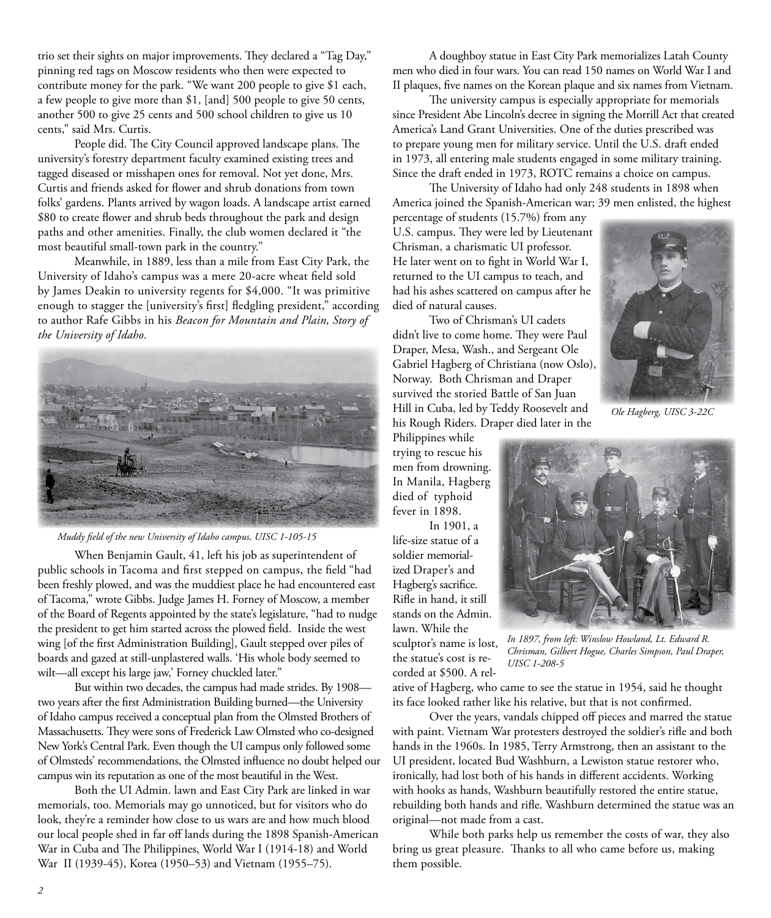trio set their sights on major improvements. They declared a "Tag Day," pinning red tags on Moscow residents who then were expected to contribute money for the park. "We want 200 people to give $1 each, a few people to give more than $1, [and] 500 people to give 50 cents, another 500 to give 25 cents and 500 school children to give us 10 cents," said Mrs. Curtis.

People did. The City Council approved landscape plans. The university's forestry department faculty examined existing trees and tagged diseased or misshapen ones for removal. Not yet done, Mrs. Curtis and friends asked for flower and shrub donations from town folks' gardens. Plants arrived by wagon loads. A landscape artist earned $80 to create flower and shrub beds throughout the park and design paths and other amenities. Finally, the club women declared it "the most beautiful small-town park in the country."

Meanwhile, in 1889, less than a mile from East City Park, the University of Idaho's campus was a mere 20-acre wheat field sold by James Deakin to university regents for $4,000. "It was primitive enough to stagger the [university's first] fledgling president," according to author Rafe Gibbs in his *Beacon for Mountain and Plain, Story of the University of Idaho*.

*Muddy field of the new University of Idaho campus, UISC 1-105-15*

When Benjamin Gault, 41, left his job as superintendent of public schools in Tacoma and first stepped on campus, the field "had been freshly plowed, and was the muddiest place he had encountered east of Tacoma," wrote Gibbs. Judge James H. Forney of Moscow, a member of the Board of Regents appointed by the state's legislature, "had to nudge the president to get him started across the plowed field. Inside the west wing [of the first Administration Building], Gault stepped over piles of boards and gazed at still-unplastered walls. 'His whole body seemed to wilt—all except his large jaw,' Forney chuckled later."

But within two decades, the campus had made strides. By 1908—two years after the first Administration Building burned—the University of Idaho campus received a conceptual plan from the Olmsted Brothers of Massachusetts. They were sons of Frederick Law Olmsted who co-designed New York's Central Park. Even though the UI campus only followed some of Olmsteds' recommendations, the Olmsted influence no doubt helped our campus win its reputation as one of the most beautiful in the West.

Both the UI Admin. lawn and East City Park are linked in war memorials, too. Memorials may go unnoticed, but for visitors who do look, they're a reminder how close to us wars are and how much blood our local people shed in far off lands during the 1898 Spanish-American War in Cuba and The Philippines, World War I (1914-18) and World War II (1939-45), Korea (1950–53) and Vietnam (1955–75).

A doughboy statue in East City Park memorializes Latah County men who died in four wars. You can read 150 names on World War I and II plaques, five names on the Korean plaque and six names from Vietnam.

The university campus is especially appropriate for memorials since President Abe Lincoln's decree in signing the Morrill Act that created America's Land Grant Universities. One of the duties prescribed was to prepare young men for military service. Until the U.S. draft ended in 1973, all entering male students engaged in some military training. Since the draft ended in 1973, ROTC remains a choice on campus.

The University of Idaho had only 248 students in 1898 when America joined the Spanish-American war; 39 men enlisted, the highest percentage of students (15.7%) from any U.S. campus. They were led by Lieutenant Chrisman, a charismatic UI professor. He later went on to fight in World War I, returned to the UI campus to teach, and had his ashes scattered on campus after he died of natural causes.

*Ole Hagberg, UISC 3-22C*

Two of Chrisman's UI cadets didn't live to come home. They were Paul Draper, Mesa, Wash., and Sergeant Ole Gabriel Hagberg of Christiana (now Oslo), Norway. Both Chrisman and Draper survived the storied Battle of San Juan Hill in Cuba, led by Teddy Roosevelt and his Rough Riders. Draper died later in the Philippines while trying to rescue his men from drowning. In Manila, Hagberg died of typhoid fever in 1898.

*In 1897, from left: Winslow Howland, Lt. Edward R. Chrisman, Gilbert Hogue, Charles Simpson, Paul Draper, UISC 1-208-5*

In 1901, a life-size statue of a soldier memorialized Draper's and Hagberg's sacrifice. Rifle in hand, it still stands on the Admin. lawn. While the sculptor's name is lost, the statue's cost is recorded at $500. A relative of Hagberg, who came to see the statue in 1954, said he thought its face looked rather like his relative, but that is not confirmed.

Over the years, vandals chipped off pieces and marred the statue with paint. Vietnam War protesters destroyed the soldier's rifle and both hands in the 1960s. In 1985, Terry Armstrong, then an assistant to the UI president, located Bud Washburn, a Lewiston statue restorer who, ironically, had lost both of his hands in different accidents. Working with hooks as hands, Washburn beautifully restored the entire statue, rebuilding both hands and rifle. Washburn determined the statue was an original—not made from a cast.

While both parks help us remember the costs of war, they also bring us great pleasure. Thanks to all who came before us, making them possible.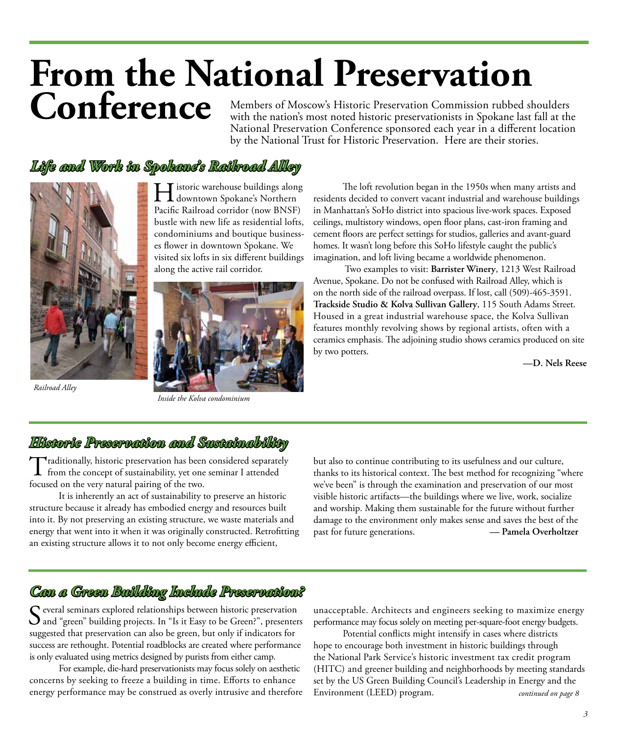# From the National Preservation Conference

Members of Moscow's Historic Preservation Commission rubbed shoulders with the nation's most noted historic preservationists in Spokane last fall at the National Preservation Conference sponsored each year in a different location by the National Trust for Historic Preservation. Here are their stories.

## *Life and Work in Spokane's Railroad Alley*

*Railroad Alley*

*Inside the Kolva condominium*

Historic warehouse buildings along downtown Spokane's Northern Pacific Railroad corridor (now BNSF) bustle with new life as residential lofts, condominiums and boutique businesses flower in downtown Spokane. We visited six lofts in six different buildings along the active rail corridor.

The loft revolution began in the 1950s when many artists and residents decided to convert vacant industrial and warehouse buildings in Manhattan's SoHo district into spacious live-work spaces. Exposed ceilings, multistory windows, open floor plans, cast-iron framing and cement floors are perfect settings for studios, galleries and avant-guard homes. It wasn't long before this SoHo lifestyle caught the public's imagination, and loft living became a worldwide phenomenon.

Two examples to visit: **Barrister Winery**, 1213 West Railroad Avenue, Spokane. Do not be confused with Railroad Alley, which is on the north side of the railroad overpass. If lost, call (509)-465-3591. **Trackside Studio & Kolva Sullivan Gallery**, 115 South Adams Street. Housed in a great industrial warehouse space, the Kolva Sullivan features monthly revolving shows by regional artists, often with a ceramics emphasis. The adjoining studio shows ceramics produced on site by two potters.

**—D. Nels Reese**

## *Historic Preservation and Sustainability*

Traditionally, historic preservation has been considered separately from the concept of sustainability, yet one seminar I attended focused on the very natural pairing of the two.

It is inherently an act of sustainability to preserve an historic structure because it already has embodied energy and resources built into it. By not preserving an existing structure, we waste materials and energy that went into it when it was originally constructed. Retrofitting an existing structure allows it to not only become energy efficient, but also to continue contributing to its usefulness and our culture, thanks to its historical context. The best method for recognizing "where we've been" is through the examination and preservation of our most visible historic artifacts—the buildings where we live, work, socialize and worship. Making them sustainable for the future without further damage to the environment only makes sense and saves the best of the past for future generations.

**— Pamela Overholtzer**

## *Can a Green Building Include Preservation?*

Several seminars explored relationships between historic preservation and "green" building projects. In "Is it Easy to be Green?", presenters suggested that preservation can also be green, but only if indicators for success are rethought. Potential roadblocks are created where performance is only evaluated using metrics designed by purists from either camp.

For example, die-hard preservationists may focus solely on aesthetic concerns by seeking to freeze a building in time. Efforts to enhance energy performance may be construed as overly intrusive and therefore unacceptable. Architects and engineers seeking to maximize energy performance may focus solely on meeting per-square-foot energy budgets.

Potential conflicts might intensify in cases where districts hope to encourage both investment in historic buildings through the National Park Service's historic investment tax credit program (HITC) and greener building and neighborhoods by meeting standards set by the US Green Building Council's Leadership in Energy and the Environment (LEED) program.

*continued on page 8*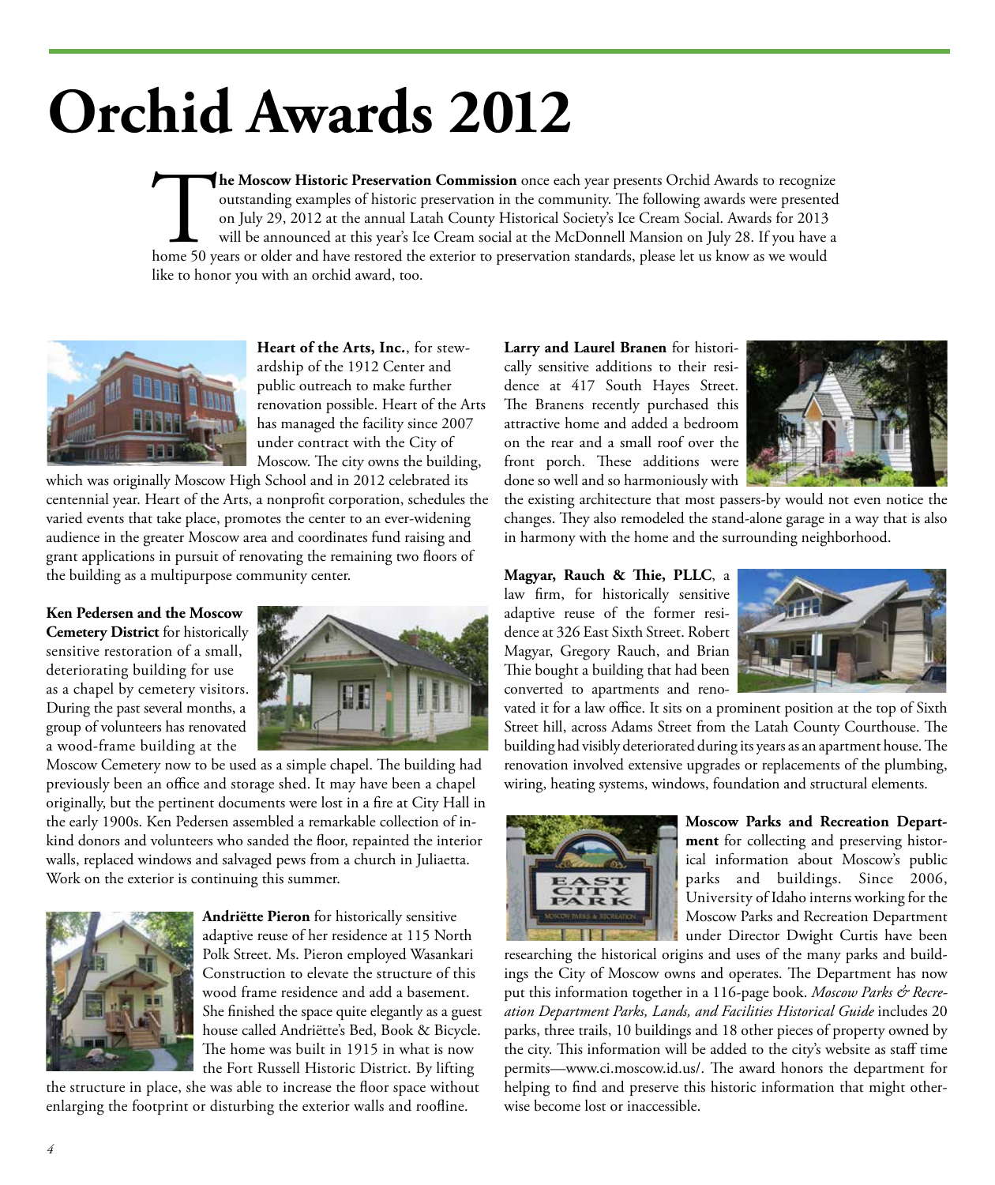# Orchid Awards 2012

**The Moscow Historic Preservation Commission** once each year presents Orchid Awards to recognize outstanding examples of historic preservation in the community. The following awards were presented on July 29, 2012 at the annual Latah County Historical Society's Ice Cream Social. Awards for 2013 will be announced at this year's Ice Cream social at the McDonnell Mansion on July 28. If you have a home 50 years or older and have restored the exterior to preservation standards, please let us know as we would like to honor you with an orchid award, too.

**Heart of the Arts, Inc.**, for stewardship of the 1912 Center and public outreach to make further renovation possible. Heart of the Arts has managed the facility since 2007 under contract with the City of Moscow. The city owns the building, which was originally Moscow High School and in 2012 celebrated its centennial year. Heart of the Arts, a nonprofit corporation, schedules the varied events that take place, promotes the center to an ever-widening audience in the greater Moscow area and coordinates fund raising and grant applications in pursuit of renovating the remaining two floors of the building as a multipurpose community center.

**Ken Pedersen and the Moscow Cemetery District** for historically sensitive restoration of a small, deteriorating building for use as a chapel by cemetery visitors. During the past several months, a group of volunteers has renovated a wood-frame building at the Moscow Cemetery now to be used as a simple chapel. The building had previously been an office and storage shed. It may have been a chapel originally, but the pertinent documents were lost in a fire at City Hall in the early 1900s. Ken Pedersen assembled a remarkable collection of in-kind donors and volunteers who sanded the floor, repainted the interior walls, replaced windows and salvaged pews from a church in Juliaetta. Work on the exterior is continuing this summer.

**Andriëtte Pieron** for historically sensitive adaptive reuse of her residence at 115 North Polk Street. Ms. Pieron employed Wasankari Construction to elevate the structure of this wood frame residence and add a basement. She finished the space quite elegantly as a guest house called Andriëtte's Bed, Book & Bicycle. The home was built in 1915 in what is now the Fort Russell Historic District. By lifting the structure in place, she was able to increase the floor space without enlarging the footprint or disturbing the exterior walls and roofline.

**Larry and Laurel Branen** for historically sensitive additions to their residence at 417 South Hayes Street. The Branens recently purchased this attractive home and added a bedroom on the rear and a small roof over the front porch. These additions were done so well and so harmoniously with the existing architecture that most passers-by would not even notice the changes. They also remodeled the stand-alone garage in a way that is also in harmony with the home and the surrounding neighborhood.

**Magyar, Rauch & Thie, PLLC**, a law firm, for historically sensitive adaptive reuse of the former residence at 326 East Sixth Street. Robert Magyar, Gregory Rauch, and Brian Thie bought a building that had been converted to apartments and renovated it for a law office. It sits on a prominent position at the top of Sixth Street hill, across Adams Street from the Latah County Courthouse. The building had visibly deteriorated during its years as an apartment house. The renovation involved extensive upgrades or replacements of the plumbing, wiring, heating systems, windows, foundation and structural elements.

**Moscow Parks and Recreation Department** for collecting and preserving historical information about Moscow's public parks and buildings. Since 2006, University of Idaho interns working for the Moscow Parks and Recreation Department under Director Dwight Curtis have been researching the historical origins and uses of the many parks and buildings the City of Moscow owns and operates. The Department has now put this information together in a 116-page book. *Moscow Parks & Recreation Department Parks, Lands, and Facilities Historical Guide* includes 20 parks, three trails, 10 buildings and 18 other pieces of property owned by the city. This information will be added to the city's website as staff time permits—www.ci.moscow.id.us/. The award honors the department for helping to find and preserve this historic information that might otherwise become lost or inaccessible.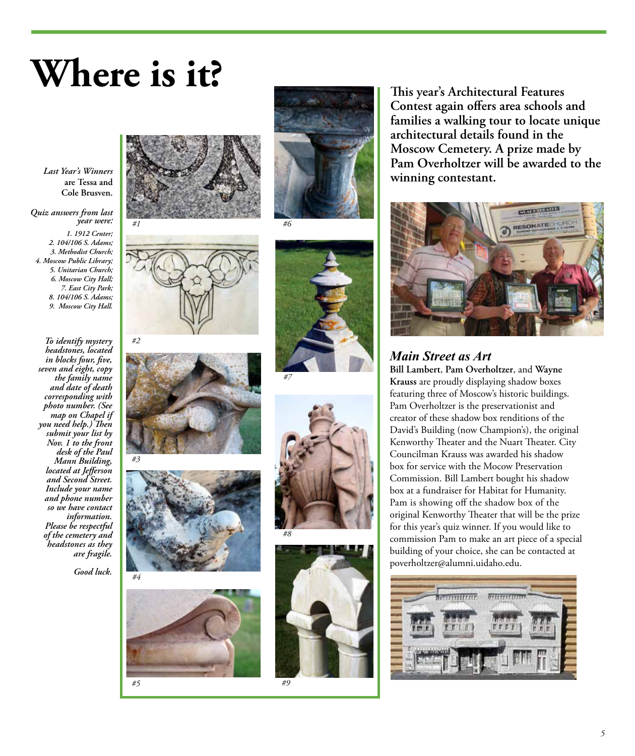# Where is it?

*Last Year's Winners* **are Tessa and Cole Brusven.**

*Quiz answers from last year were:*

*1. 1912 Center;*
*2. 104/106 S. Adams;*
*3. Methodist Church;*
*4. Moscow Public Library;*
*5. Unitarian Church;*
*6. Moscow City Hall;*
*7. East City Park;*
*8. 104/106 S. Adams;*
*9. Moscow City Hall.*

*To identify mystery headstones, located in blocks four, five, seven and eight, copy the family name and date of death corresponding with photo number. (See map on Chapel if you need help.) Then submit your list by Nov. 1 to the front desk of the Paul Mann Building, located at Jefferson and Second Street. Include your name and phone number so we have contact information. Please be respectful of the cemetery and headstones as they are fragile.*

*Good luck.*

#1

#2

#3

#4

#5

#6

#7

#8

#9

**This year's Architectural Features Contest again offers area schools and families a walking tour to locate unique architectural details found in the Moscow Cemetery. A prize made by Pam Overholtzer will be awarded to the winning contestant.**

## *Main Street as Art*

**Bill Lambert**, **Pam Overholtzer**, and **Wayne Krauss** are proudly displaying shadow boxes featuring three of Moscow's historic buildings. Pam Overholtzer is the preservationist and creator of these shadow box renditions of the David's Building (now Champion's), the original Kenworthy Theater and the Nuart Theater. City Councilman Krauss was awarded his shadow box for service with the Mocow Preservation Commission. Bill Lambert bought his shadow box at a fundraiser for Habitat for Humanity. Pam is showing off the shadow box of the original Kenworthy Theater that will be the prize for this year's quiz winner. If you would like to commission Pam to make an art piece of a special building of your choice, she can be contacted at poverholtzer@alumni.uidaho.edu.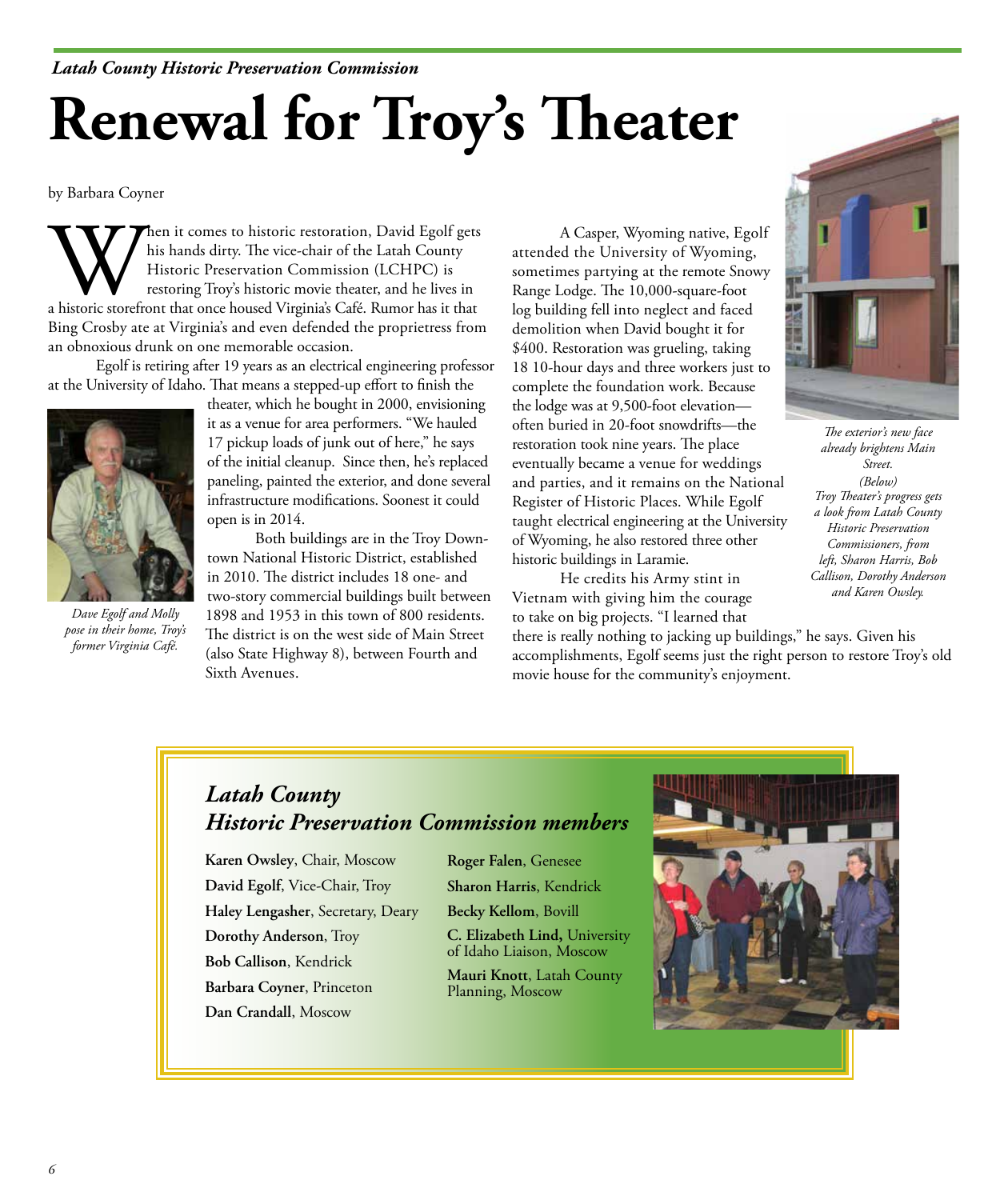*Latah County Historic Preservation Commission*

# Renewal for Troy's Theater

by Barbara Coyner

When it comes to historic restoration, David Egolf gets his hands dirty. The vice-chair of the Latah County Historic Preservation Commission (LCHPC) is restoring Troy's historic movie theater, and he lives in a historic storefront that once housed Virginia's Café. Rumor has it that Bing Crosby ate at Virginia's and even defended the proprietress from an obnoxious drunk on one memorable occasion.

Egolf is retiring after 19 years as an electrical engineering professor at the University of Idaho. That means a stepped-up effort to finish the theater, which he bought in 2000, envisioning it as a venue for area performers. "We hauled 17 pickup loads of junk out of here," he says of the initial cleanup. Since then, he's replaced paneling, painted the exterior, and done several infrastructure modifications. Soonest it could open is in 2014.

*Dave Egolf and Molly pose in their home, Troy's former Virginia Café.*

Both buildings are in the Troy Downtown National Historic District, established in 2010. The district includes 18 one- and two-story commercial buildings built between 1898 and 1953 in this town of 800 residents. The district is on the west side of Main Street (also State Highway 8), between Fourth and Sixth Avenues.

A Casper, Wyoming native, Egolf attended the University of Wyoming, sometimes partying at the remote Snowy Range Lodge. The 10,000-square-foot log building fell into neglect and faced demolition when David bought it for $400. Restoration was grueling, taking 18 10-hour days and three workers just to complete the foundation work. Because the lodge was at 9,500-foot elevation—often buried in 20-foot snowdrifts—the restoration took nine years. The place eventually became a venue for weddings and parties, and it remains on the National Register of Historic Places. While Egolf taught electrical engineering at the University of Wyoming, he also restored three other historic buildings in Laramie.

He credits his Army stint in Vietnam with giving him the courage to take on big projects. "I learned that there is really nothing to jacking up buildings," he says. Given his accomplishments, Egolf seems just the right person to restore Troy's old movie house for the community's enjoyment.

*The exterior's new face already brightens Main Street.*

*(Below)*
*Troy Theater's progress gets a look from Latah County Historic Preservation Commissioners, from left, Sharon Harris, Bob Callison, Dorothy Anderson and Karen Owsley.*

## *Latah County Historic Preservation Commission members*

**Karen Owsley**, Chair, Moscow
**David Egolf**, Vice-Chair, Troy
**Haley Lengasher**, Secretary, Deary
**Dorothy Anderson**, Troy
**Bob Callison**, Kendrick
**Barbara Coyner**, Princeton
**Dan Crandall**, Moscow
**Roger Falen**, Genesee
**Sharon Harris**, Kendrick
**Becky Kellom**, Bovill
**C. Elizabeth Lind,** University of Idaho Liaison, Moscow
**Mauri Knott**, Latah County Planning, Moscow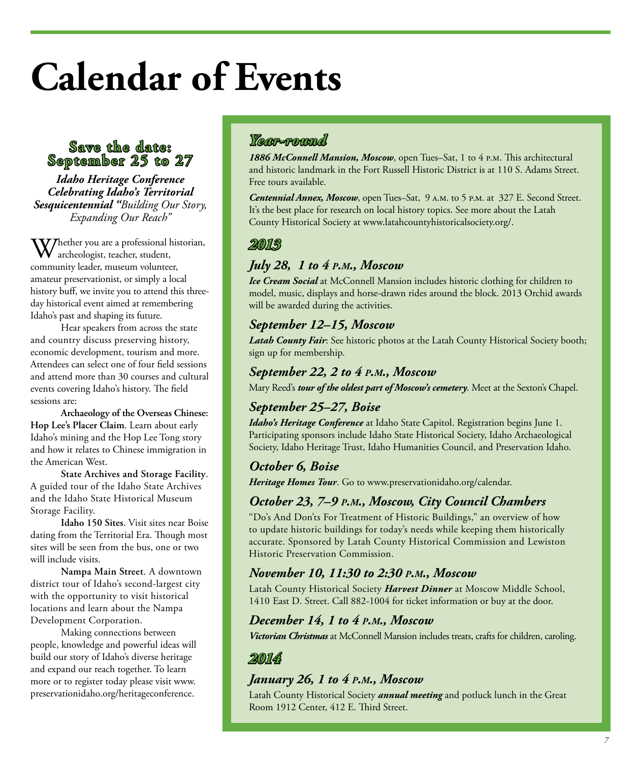# Calendar of Events

## Save the date: September 25 to 27

***Idaho Heritage Conference Celebrating Idaho's Territorial Sesquicentennial "****Building Our Story, Expanding Our Reach"*

Whether you are a professional historian, archeologist, teacher, student, community leader, museum volunteer, amateur preservationist, or simply a local history buff, we invite you to attend this three-day historical event aimed at remembering Idaho's past and shaping its future.

Hear speakers from across the state and country discuss preserving history, economic development, tourism and more. Attendees can select one of four field sessions and attend more than 30 courses and cultural events covering Idaho's history. The field sessions are:

**Archaeology of the Overseas Chinese: Hop Lee's Placer Claim**. Learn about early Idaho's mining and the Hop Lee Tong story and how it relates to Chinese immigration in the American West.

**State Archives and Storage Facility**. A guided tour of the Idaho State Archives and the Idaho State Historical Museum Storage Facility.

**Idaho 150 Sites**. Visit sites near Boise dating from the Territorial Era. Though most sites will be seen from the bus, one or two will include visits.

**Nampa Main Street**. A downtown district tour of Idaho's second-largest city with the opportunity to visit historical locations and learn about the Nampa Development Corporation.

Making connections between people, knowledge and powerful ideas will build our story of Idaho's diverse heritage and expand our reach together. To learn more or to register today please visit www.preservationidaho.org/heritageconference.

## *Year-round*

***1886 McConnell Mansion, Moscow***, open Tues–Sat, 1 to 4 p.m. This architectural and historic landmark in the Fort Russell Historic District is at 110 S. Adams Street. Free tours available.

***Centennial Annex, Moscow***, open Tues–Sat, 9 a.m. to 5 p.m. at 327 E. Second Street. It's the best place for research on local history topics. See more about the Latah County Historical Society at www.latahcountyhistoricalsociety.org/.

## *2013*

### *July 28, 1 to 4 p.m., Moscow*

***Ice Cream Social*** at McConnell Mansion includes historic clothing for children to model, music, displays and horse-drawn rides around the block. 2013 Orchid awards will be awarded during the activities.

### *September 12–15, Moscow*

***Latah County Fair***: See historic photos at the Latah County Historical Society booth; sign up for membership.

### *September 22, 2 to 4 p.m., Moscow*

Mary Reed's ***tour of the oldest part of Moscow's cemetery***. Meet at the Sexton's Chapel.

### *September 25–27, Boise*

***Idaho's Heritage Conference*** at Idaho State Capitol. Registration begins June 1. Participating sponsors include Idaho State Historical Society, Idaho Archaeological Society, Idaho Heritage Trust, Idaho Humanities Council, and Preservation Idaho.

### *October 6, Boise*

***Heritage Homes Tour***. Go to www.preservationidaho.org/calendar.

### *October 23, 7–9 p.m., Moscow, City Council Chambers*

"Do's And Don'ts For Treatment of Historic Buildings," an overview of how to update historic buildings for today's needs while keeping them historically accurate. Sponsored by Latah County Historical Commission and Lewiston Historic Preservation Commission.

### *November 10, 11:30 to 2:30 p.m., Moscow*

Latah County Historical Society ***Harvest Dinner*** at Moscow Middle School, 1410 East D. Street. Call 882-1004 for ticket information or buy at the door.

### *December 14, 1 to 4 p.m., Moscow*

***Victorian Christmas*** at McConnell Mansion includes treats, crafts for children, caroling.

## *2014*

### *January 26, 1 to 4 p.m., Moscow*

Latah County Historical Society ***annual meeting*** and potluck lunch in the Great Room 1912 Center, 412 E. Third Street.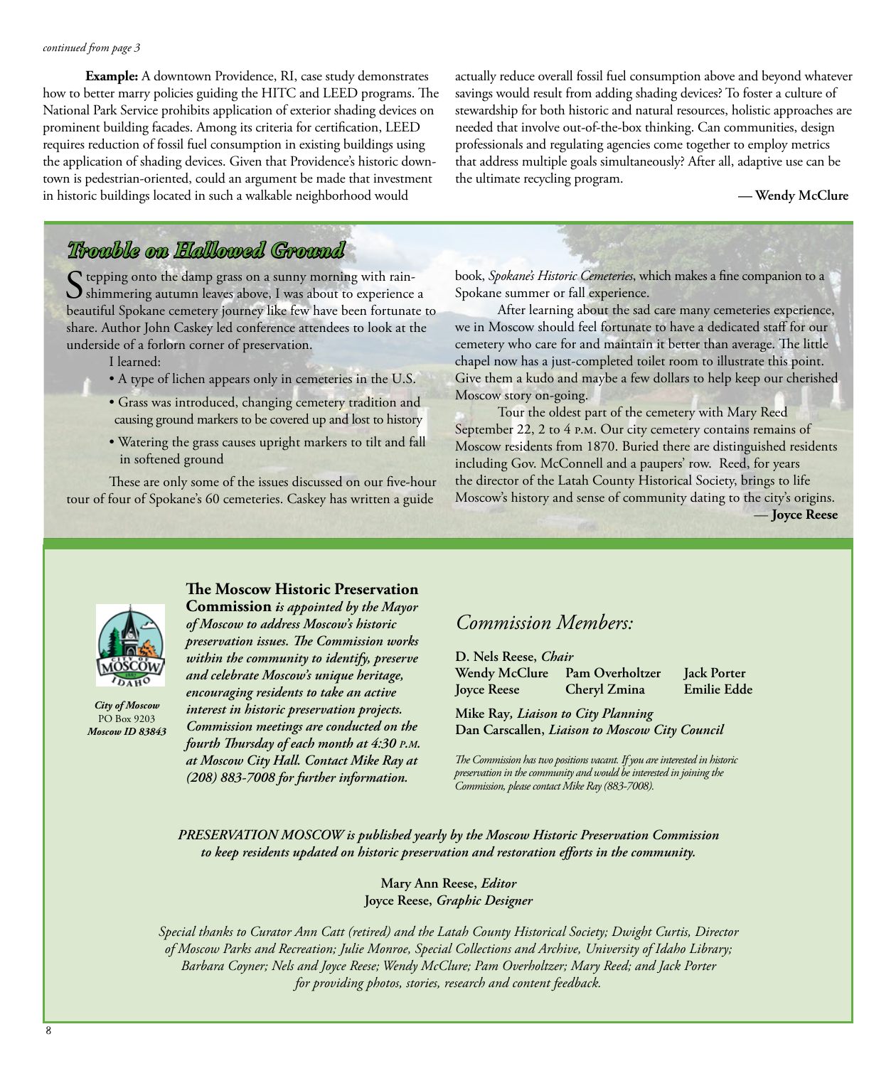*continued from page 3*

**Example:** A downtown Providence, RI, case study demonstrates how to better marry policies guiding the HITC and LEED programs. The National Park Service prohibits application of exterior shading devices on prominent building facades. Among its criteria for certification, LEED requires reduction of fossil fuel consumption in existing buildings using the application of shading devices. Given that Providence's historic downtown is pedestrian-oriented, could an argument be made that investment in historic buildings located in such a walkable neighborhood would actually reduce overall fossil fuel consumption above and beyond whatever savings would result from adding shading devices? To foster a culture of stewardship for both historic and natural resources, holistic approaches are needed that involve out-of-the-box thinking. Can communities, design professionals and regulating agencies come together to employ metrics that address multiple goals simultaneously? After all, adaptive use can be the ultimate recycling program.

**— Wendy McClure**

## *Trouble on Hallowed Ground*

Stepping onto the damp grass on a sunny morning with rain-shimmering autumn leaves above, I was about to experience a beautiful Spokane cemetery journey like few have been fortunate to share. Author John Caskey led conference attendees to look at the underside of a forlorn corner of preservation.

I learned:

- A type of lichen appears only in cemeteries in the U.S.
- Grass was introduced, changing cemetery tradition and causing ground markers to be covered up and lost to history
- Watering the grass causes upright markers to tilt and fall in softened ground

These are only some of the issues discussed on our five-hour tour of four of Spokane's 60 cemeteries. Caskey has written a guide book, *Spokane's Historic Cemeteries*, which makes a fine companion to a Spokane summer or fall experience.

After learning about the sad care many cemeteries experience, we in Moscow should feel fortunate to have a dedicated staff for our cemetery who care for and maintain it better than average. The little chapel now has a just-completed toilet room to illustrate this point. Give them a kudo and maybe a few dollars to help keep our cherished Moscow story on-going.

Tour the oldest part of the cemetery with Mary Reed September 22, 2 to 4 P.M. Our city cemetery contains remains of Moscow residents from 1870. Buried there are distinguished residents including Gov. McConnell and a paupers' row. Reed, for years the director of the Latah County Historical Society, brings to life Moscow's history and sense of community dating to the city's origins.

**— Joyce Reese**

***City of Moscow***
PO Box 9203
***Moscow ID 83843***

**The Moscow Historic Preservation Commission** ***is appointed by the Mayor of Moscow to address Moscow's historic preservation issues. The Commission works within the community to identify, preserve and celebrate Moscow's unique heritage, encouraging residents to take an active interest in historic preservation projects. Commission meetings are conducted on the fourth Thursday of each month at 4:30 P.M. at Moscow City Hall. Contact Mike Ray at (208) 883-7008 for further information.***

## *Commission Members:*

**D. Nels Reese,** ***Chair***

**Wendy McClure** **Pam Overholtzer** **Jack Porter**
**Joyce Reese** **Cheryl Zmina** **Emilie Edde**

**Mike Ray,** ***Liaison to City Planning***
**Dan Carscallen,** ***Liaison to Moscow City Council***

*The Commission has two positions vacant. If you are interested in historic preservation in the community and would be interested in joining the Commission, please contact Mike Ray (883-7008).*

***PRESERVATION MOSCOW is published yearly by the Moscow Historic Preservation Commission to keep residents updated on historic preservation and restoration efforts in the community.***

**Mary Ann Reese,** ***Editor***
**Joyce Reese,** ***Graphic Designer***

*Special thanks to Curator Ann Catt (retired) and the Latah County Historical Society; Dwight Curtis, Director of Moscow Parks and Recreation; Julie Monroe, Special Collections and Archive, University of Idaho Library; Barbara Coyner; Nels and Joyce Reese; Wendy McClure; Pam Overholtzer; Mary Reed; and Jack Porter for providing photos, stories, research and content feedback.*